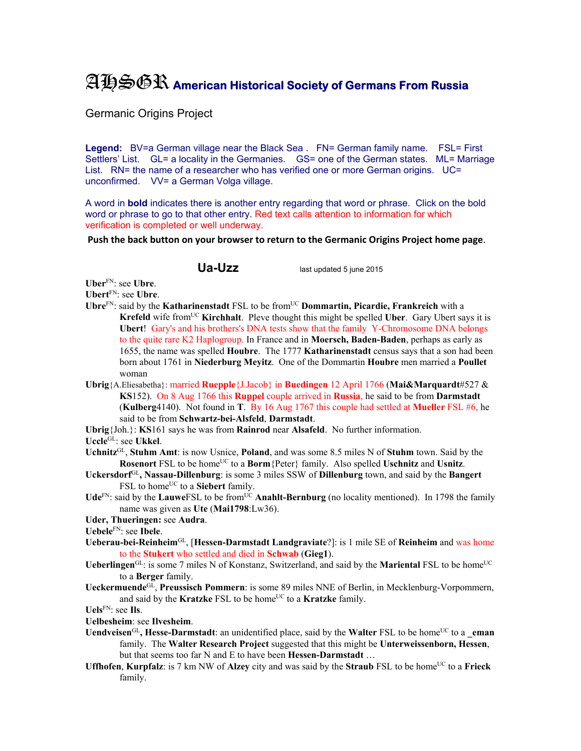# AHSGR American Historical Society of Germans From Russia

Germanic Origins Project

**Legend:** BV=a German village near the Black Sea . FN= German family name. FSL= First Settlers' List. GL= a locality in the Germanies. GS= one of the German states. ML= Marriage List. RN= the name of a researcher who has verified one or more German origins. UC= unconfirmed. VV= a German Volga village.

A word in **bold** indicates there is another entry regarding that word or phrase. Click on the bold word or phrase to go to that other entry. Red text calls attention to information for which verification is completed or well underway.

**Push the back button on your browser to return to the Germanic Origins Project home page**.

## Ua-Uzz

last updated 5 june 2015

**Uber**FN: see **Ubre**.

**Ubert**FN: see **Ubre**.

**Ubre**FN: said by the **Katharinenstadt** FSL to be fromUC **Dommartin, Picardie, Frankreich** with a **Krefeld** wife fromUC **Kirchhalt**. Pleve thought this might be spelled **Uber**. Gary Ubert says it is **Ubert**! Gary's and his brothers's DNA tests show that the family Y-Chromosome DNA belongs to the quite rare K2 Haplogroup. In France and in **Moersch, Baden-Baden**, perhaps as early as 1655, the name was spelled **Houbre**. The 1777 **Katharinenstadt** census says that a son had been born about 1761 in **Niederburg Meyitz**. One of the Dommartin **Houbre** men married a **Poullet** woman

**Ubrig**{A.Eliesabetha}: married **Ruepple**{J.Jacob} in **Buedingen** 12 April 1766 (**Mai&Marquardt**#527 & **KS**152). On 8 Aug 1766 this **Ruppel** couple arrived in **Russia**, he said to be from **Darmstadt** (**Kulberg**4140). Not found in **T**. By 16 Aug 1767 this couple had settled at **Mueller** FSL #6, he said to be from **Schwartz-bei-Alsfeld**, **Darmstadt**.

**Ubrig**{Joh.}: **KS**161 says he was from **Rainrod** near **Alsafeld**. No further information.

**Uccle**GL: see **Ukkel**.

**Uchnitz**GL, **Stuhm Amt**: is now Usnice, **Poland**, and was some 8.5 miles N of **Stuhm** town. Said by the **Rosenort** FSL to be homeUC to a **Borm**{Peter} family. Also spelled **Uschnitz** and **Usnitz**.

**Uckersdorf**GL**, Nassau-Dillenburg**: is some 3 miles SSW of **Dillenburg** town, and said by the **Bangert** FSL to homeUC to a **Siebert** family.

**Ude**FN: said by the **Lauwe**FSL to be fromUC **Anahlt-Bernburg** (no locality mentioned). In 1798 the family name was given as **Ute** (**Mai1798**:Lw36).

**Uder, Thueringen:** see **Audra**.

**Uebele**FN: see **Ibele**.

**Ueberau-bei-Reinheim**GL, [**Hessen-Darmstadt Landgraviate**?]: is 1 mile SE of **Reinheim** and was home to the **Stukert** who settled and died in **Schwab** (**Gieg1**).

**Ueberlingen**GL: is some 7 miles N of Konstanz, Switzerland, and said by the **Mariental** FSL to be homeUC to a **Berger** family.

**Ueckermuende**GL, **Preussisch Pommern**: is some 89 miles NNE of Berlin, in Mecklenburg-Vorpommern, and said by the **Kratzke** FSL to be homeUC to a **Kratzke** family.

**Uels**FN: see **Ils**.

**Uelbesheim**: see **Ilvesheim**.

**Uendveisen**GL**, Hesse-Darmstadt**: an unidentified place, said by the **Walter** FSL to be homeUC to a **_eman** family. The **Walter Research Project** suggested that this might be **Unterweissenborn, Hessen**, but that seems too far N and E to have been **Hessen-Darmstadt** …

**Uffhofen**, **Kurpfalz**: is 7 km NW of **Alzey** city and was said by the **Straub** FSL to be homeUC to a **Frieck** family.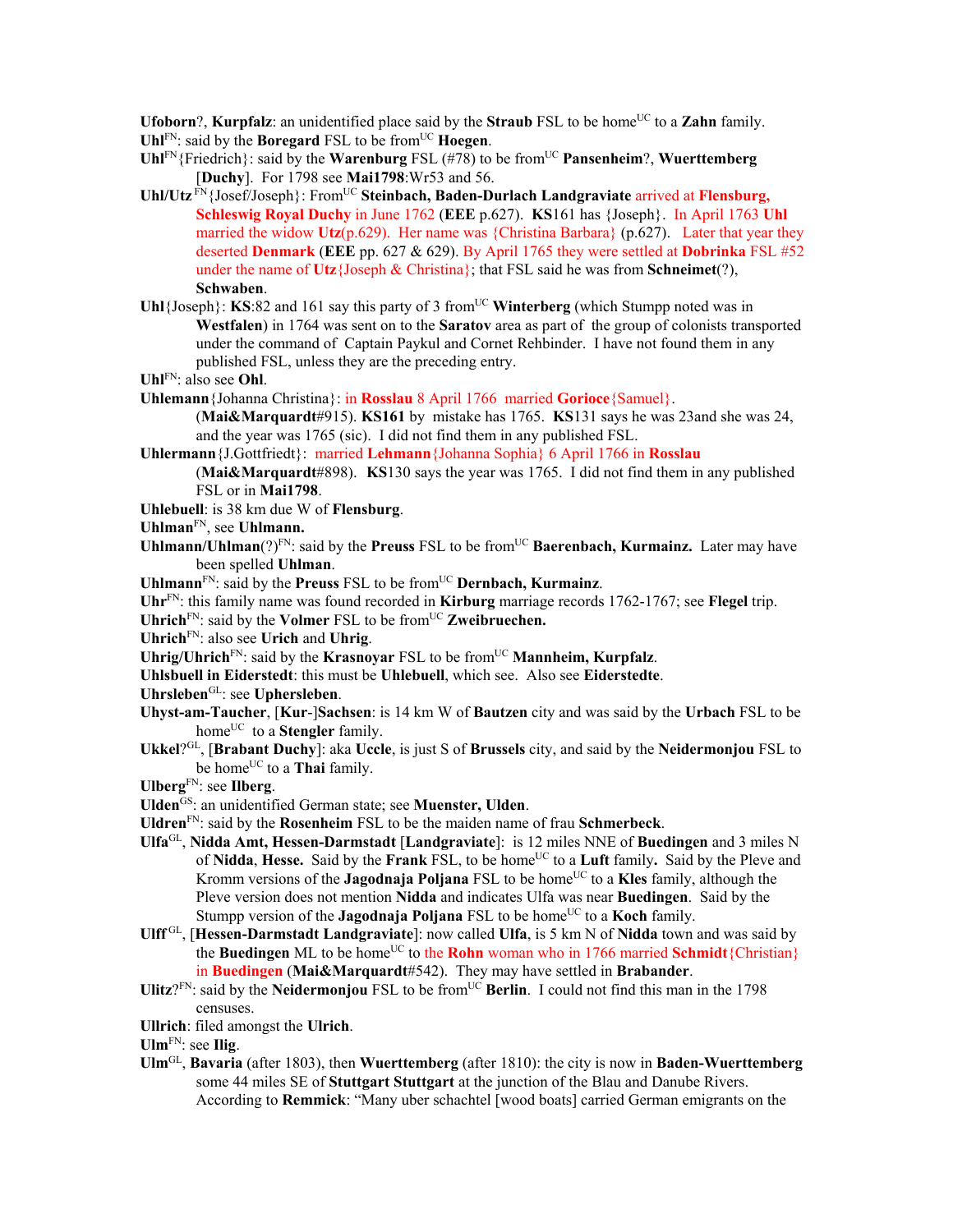**Ufoborn**?, **Kurpfalz**: an unidentified place said by the **Straub** FSL to be home[UC] to a **Zahn** family.

**Uhl**[FN]: said by the **Boregard** FSL to be from[UC] **Hoegen**.

**Uhl**[FN]{Friedrich}: said by the **Warenburg** FSL (#78) to be from[UC] **Pansenheim**?, **Wuerttemberg** [**Duchy**]. For 1798 see **Mai1798**:Wr53 and 56.

**Uhl/Utz** [FN]{Josef/Joseph}: From[UC] **Steinbach, Baden-Durlach Landgraviate** arrived at **Flensburg, Schleswig Royal Duchy** in June 1762 (**EEE** p.627). **KS**161 has {Joseph}. In April 1763 **Uhl** married the widow **Utz**(p.629). Her name was {Christina Barbara} (p.627). Later that year they deserted **Denmark** (**EEE** pp. 627 & 629). By April 1765 they were settled at **Dobrinka** FSL #52 under the name of **Utz**{Joseph & Christina}; that FSL said he was from **Schneimet**(?), **Schwaben**.

**Uhl**{Joseph}: **KS**:82 and 161 say this party of 3 from[UC] **Winterberg** (which Stumpp noted was in **Westfalen**) in 1764 was sent on to the **Saratov** area as part of the group of colonists transported under the command of Captain Paykul and Cornet Rehbinder. I have not found them in any published FSL, unless they are the preceding entry.

**Uhl**[FN]: also see **Ohl**.

**Uhlemann**{Johanna Christina}: in **Rosslau** 8 April 1766 married **Gorioce**{Samuel}. (**Mai&Marquardt**#915). **KS161** by mistake has 1765. **KS**131 says he was 23and she was 24, and the year was 1765 (sic). I did not find them in any published FSL.

**Uhlermann**{J.Gottfriedt}: married **Lehmann**{Johanna Sophia} 6 April 1766 in **Rosslau** (**Mai&Marquardt**#898). **KS**130 says the year was 1765. I did not find them in any published FSL or in **Mai1798**.

**Uhlebuell**: is 38 km due W of **Flensburg**.

**Uhlman**[FN], see **Uhlmann.**

**Uhlmann/Uhlman**(?)[FN]: said by the **Preuss** FSL to be from[UC] **Baerenbach, Kurmainz.** Later may have been spelled **Uhlman**.

**Uhlmann**[FN]: said by the **Preuss** FSL to be from[UC] **Dernbach, Kurmainz**.

**Uhr**[FN]: this family name was found recorded in **Kirburg** marriage records 1762-1767; see **Flegel** trip.

**Uhrich**[FN]: said by the **Volmer** FSL to be from[UC] **Zweibruechen.**

**Uhrich**[FN]: also see **Urich** and **Uhrig**.

**Uhrig/Uhrich**[FN]: said by the **Krasnoyar** FSL to be from[UC] **Mannheim, Kurpfalz**.

**Uhlsbuell in Eiderstedt**: this must be **Uhlebuell**, which see. Also see **Eiderstedte**.

**Uhrsleben**[GL]: see **Uphersleben**.

**Uhyst-am-Taucher**, [**Kur**-]**Sachsen**: is 14 km W of **Bautzen** city and was said by the **Urbach** FSL to be home[UC] to a **Stengler** family.

**Ukkel**?[GL], [**Brabant Duchy**]: aka **Uccle**, is just S of **Brussels** city, and said by the **Neidermonjou** FSL to be home[UC] to a **Thai** family.

**Ulberg**[FN]: see **Ilberg**.

**Ulden**[GS]: an unidentified German state; see **Muenster, Ulden**.

**Uldren**[FN]: said by the **Rosenheim** FSL to be the maiden name of frau **Schmerbeck**.

**Ulfa**[GL], **Nidda Amt, Hessen-Darmstadt** [**Landgraviate**]: is 12 miles NNE of **Buedingen** and 3 miles N of **Nidda**, **Hesse.** Said by the **Frank** FSL, to be home[UC] to a **Luft** family**.** Said by the Pleve and Kromm versions of the **Jagodnaja Poljana** FSL to be home[UC] to a **Kles** family, although the Pleve version does not mention **Nidda** and indicates Ulfa was near **Buedingen**. Said by the Stumpp version of the **Jagodnaja Poljana** FSL to be home[UC] to a **Koch** family.

**Ulff** [GL], [**Hessen-Darmstadt Landgraviate**]: now called **Ulfa**, is 5 km N of **Nidda** town and was said by the **Buedingen** ML to be home[UC] to the **Rohn** woman who in 1766 married **Schmidt**{Christian} in **Buedingen** (**Mai&Marquardt**#542). They may have settled in **Brabander**.

**Ulitz**?[FN]: said by the **Neidermonjou** FSL to be from[UC] **Berlin**. I could not find this man in the 1798 censuses.

**Ullrich**: filed amongst the **Ulrich**.

**Ulm**[FN]: see **Ilig**.

**Ulm**[GL], **Bavaria** (after 1803), then **Wuerttemberg** (after 1810): the city is now in **Baden-Wuerttemberg** some 44 miles SE of **Stuttgart Stuttgart** at the junction of the Blau and Danube Rivers. According to **Remmick**: "Many uber schachtel [wood boats] carried German emigrants on the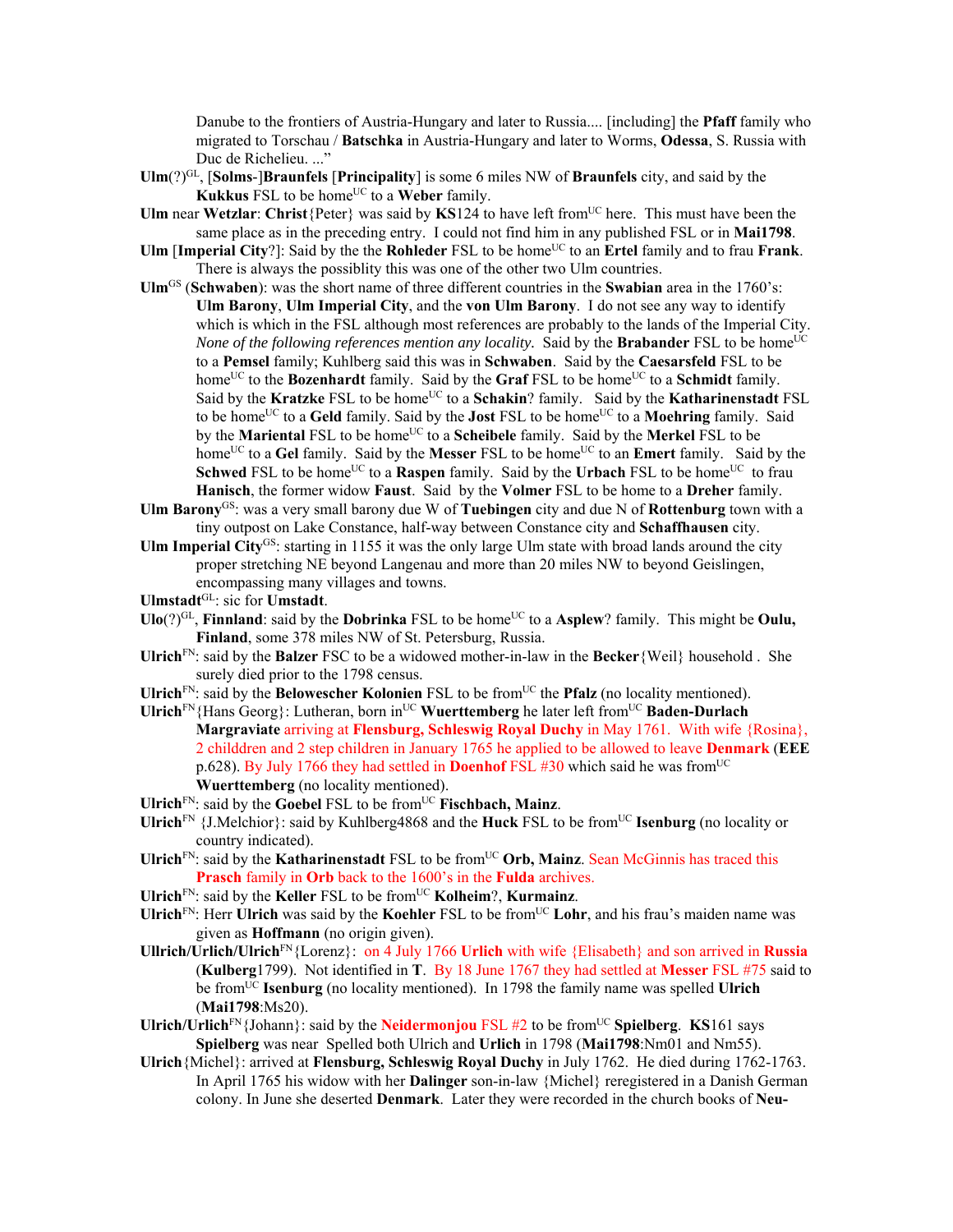Danube to the frontiers of Austria-Hungary and later to Russia.... [including] the **Pfaff** family who migrated to Torschau / **Batschka** in Austria-Hungary and later to Worms, **Odessa**, S. Russia with Duc de Richelieu. ..."

**Ulm**(?)[GL], [**Solms**-]**Braunfels** [**Principality**] is some 6 miles NW of **Braunfels** city, and said by the **Kukkus** FSL to be home[UC] to a **Weber** family.

**Ulm** near **Wetzlar**: **Christ**{Peter} was said by **KS**124 to have left from[UC] here. This must have been the same place as in the preceding entry. I could not find him in any published FSL or in **Mai1798**.

**Ulm** [**Imperial City**?]: Said by the the **Rohleder** FSL to be home[UC] to an **Ertel** family and to frau **Frank**. There is always the possiblity this was one of the other two Ulm countries.

**Ulm**[GS] (**Schwaben**): was the short name of three different countries in the **Swabian** area in the 1760's: **Ulm Barony**, **Ulm Imperial City**, and the **von Ulm Barony**. I do not see any way to identify which is which in the FSL although most references are probably to the lands of the Imperial City. *None of the following references mention any locality.* Said by the **Brabander** FSL to be home[UC] to a **Pemsel** family; Kuhlberg said this was in **Schwaben**. Said by the **Caesarsfeld** FSL to be home[UC] to the **Bozenhardt** family. Said by the **Graf** FSL to be home[UC] to a **Schmidt** family. Said by the **Kratzke** FSL to be home[UC] to a **Schakin**? family. Said by the **Katharinenstadt** FSL to be home[UC] to a **Geld** family. Said by the **Jost** FSL to be home[UC] to a **Moehring** family. Said by the **Mariental** FSL to be home[UC] to a **Scheibele** family. Said by the **Merkel** FSL to be home[UC] to a **Gel** family. Said by the **Messer** FSL to be home[UC] to an **Emert** family. Said by the **Schwed** FSL to be home[UC] to a **Raspen** family. Said by the **Urbach** FSL to be home[UC] to frau **Hanisch**, the former widow **Faust**. Said by the **Volmer** FSL to be home to a **Dreher** family.

**Ulm Barony**[GS]: was a very small barony due W of **Tuebingen** city and due N of **Rottenburg** town with a tiny outpost on Lake Constance, half-way between Constance city and **Schaffhausen** city.

**Ulm Imperial City**[GS]: starting in 1155 it was the only large Ulm state with broad lands around the city proper stretching NE beyond Langenau and more than 20 miles NW to beyond Geislingen, encompassing many villages and towns.

**Ulmstadt**[GL]: sic for **Umstadt**.

**Ulo**(?)[GL], **Finnland**: said by the **Dobrinka** FSL to be home[UC] to a **Asplew**? family. This might be **Oulu, Finland**, some 378 miles NW of St. Petersburg, Russia.

**Ulrich**[FN]: said by the **Balzer** FSC to be a widowed mother-in-law in the **Becker**{Weil} household . She surely died prior to the 1798 census.

**Ulrich**[FN]: said by the **Belowescher Kolonien** FSL to be from[UC] the **Pfalz** (no locality mentioned).

**Ulrich**[FN]{Hans Georg}: Lutheran, born in[UC] **Wuerttemberg** he later left from[UC] **Baden-Durlach Margraviate** arriving at **Flensburg, Schleswig Royal Duchy** in May 1761. With wife {Rosina}, 2 childdren and 2 step children in January 1765 he applied to be allowed to leave **Denmark** (**EEE** p.628). By July 1766 they had settled in **Doenhof** FSL #30 which said he was from[UC] **Wuerttemberg** (no locality mentioned).

**Ulrich**[FN]: said by the **Goebel** FSL to be from[UC] **Fischbach, Mainz**.

**Ulrich**[FN] {J.Melchior}: said by Kuhlberg4868 and the **Huck** FSL to be from[UC] **Isenburg** (no locality or country indicated).

**Ulrich**[FN]: said by the **Katharinenstadt** FSL to be from[UC] **Orb, Mainz**. Sean McGinnis has traced this **Prasch** family in **Orb** back to the 1600's in the **Fulda** archives.

**Ulrich**[FN]: said by the **Keller** FSL to be from[UC] **Kolheim**?, **Kurmainz**.

**Ulrich**[FN]: Herr **Ulrich** was said by the **Koehler** FSL to be from[UC] **Lohr**, and his frau's maiden name was given as **Hoffmann** (no origin given).

**Ullrich/Urlich/Ulrich**[FN]{Lorenz}: on 4 July 1766 **Urlich** with wife {Elisabeth} and son arrived in **Russia** (**Kulberg**1799). Not identified in **T**. By 18 June 1767 they had settled at **Messer** FSL #75 said to be from[UC] **Isenburg** (no locality mentioned). In 1798 the family name was spelled **Ulrich** (**Mai1798**:Ms20).

**Ulrich/Urlich**[FN]{Johann}: said by the **Neidermonjou** FSL #2 to be from[UC] **Spielberg**. **KS**161 says **Spielberg** was near Spelled both Ulrich and **Urlich** in 1798 (**Mai1798**:Nm01 and Nm55).

**Ulrich**{Michel}: arrived at **Flensburg, Schleswig Royal Duchy** in July 1762. He died during 1762-1763. In April 1765 his widow with her **Dalinger** son-in-law {Michel} reregistered in a Danish German colony. In June she deserted **Denmark**. Later they were recorded in the church books of **Neu-**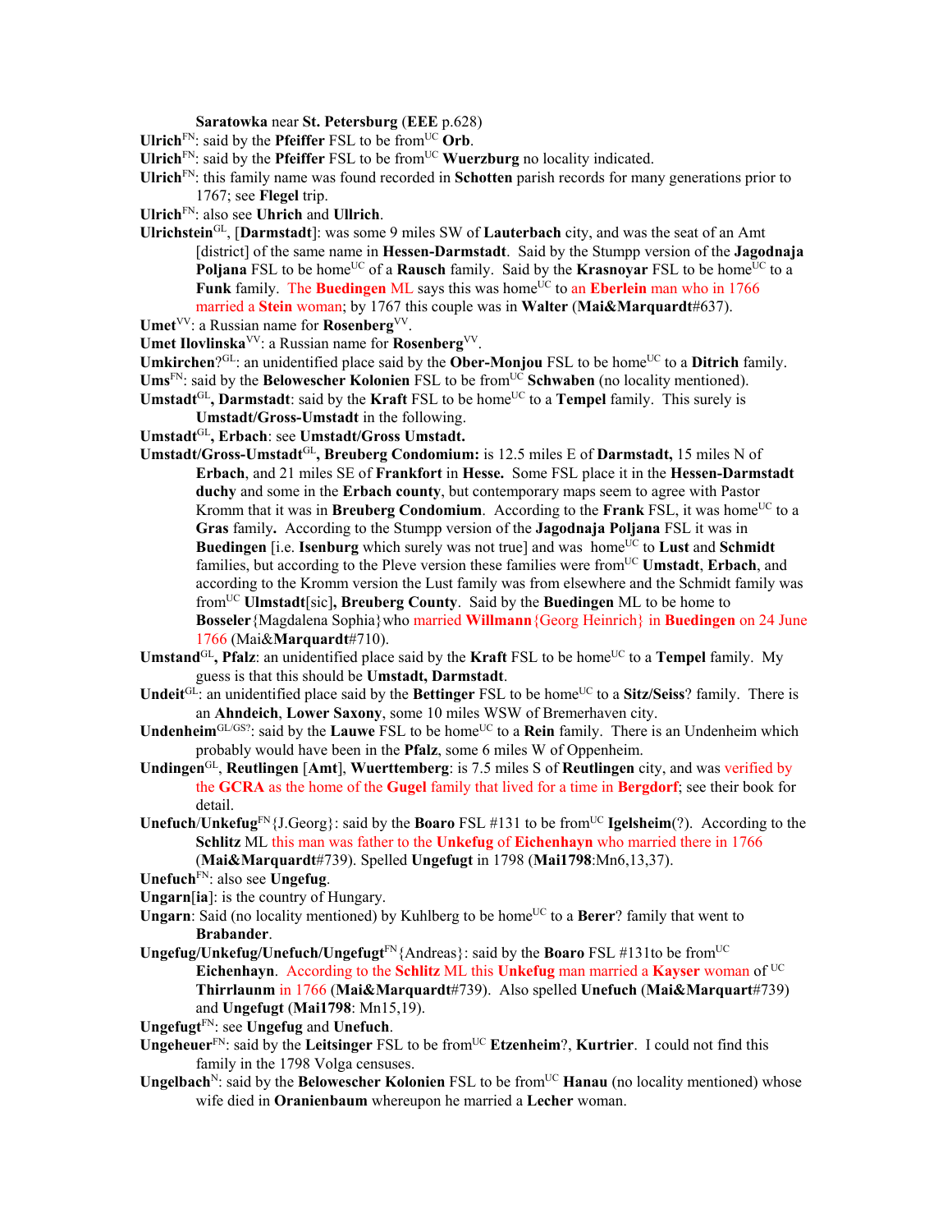**Saratowka** near **St. Petersburg** (**EEE** p.628)

**Ulrich**[FN]: said by the **Pfeiffer** FSL to be from[UC] **Orb**.

**Ulrich**[FN]: said by the **Pfeiffer** FSL to be from[UC] **Wuerzburg** no locality indicated.

**Ulrich**[FN]: this family name was found recorded in **Schotten** parish records for many generations prior to 1767; see **Flegel** trip.

**Ulrich**[FN]: also see **Uhrich** and **Ullrich**.

**Ulrichstein**[GL], [**Darmstadt**]: was some 9 miles SW of **Lauterbach** city, and was the seat of an Amt [district] of the same name in **Hessen-Darmstadt**. Said by the Stumpp version of the **Jagodnaja Poljana** FSL to be home[UC] of a **Rausch** family. Said by the **Krasnoyar** FSL to be home[UC] to a **Funk** family. The **Buedingen** ML says this was home[UC] to an **Eberlein** man who in 1766 married a **Stein** woman; by 1767 this couple was in **Walter** (**Mai&Marquardt**#637).

**Umet**[VV]: a Russian name for **Rosenberg**[VV].

**Umet Ilovlinska**[VV]: a Russian name for **Rosenberg**[VV].

**Umkirchen**?[GL]: an unidentified place said by the **Ober-Monjou** FSL to be home[UC] to a **Ditrich** family.

**Ums**[FN]: said by the **Belowescher Kolonien** FSL to be from[UC] **Schwaben** (no locality mentioned).

**Umstadt**[GL]**, Darmstadt**: said by the **Kraft** FSL to be home[UC] to a **Tempel** family. This surely is **Umstadt/Gross-Umstadt** in the following.

**Umstadt**[GL]**, Erbach**: see **Umstadt/Gross Umstadt.**

**Umstadt/Gross-Umstadt**[GL]**, Breuberg Condomium:** is 12.5 miles E of **Darmstadt,** 15 miles N of **Erbach**, and 21 miles SE of **Frankfort** in **Hesse.** Some FSL place it in the **Hessen-Darmstadt duchy** and some in the **Erbach county**, but contemporary maps seem to agree with Pastor Kromm that it was in **Breuberg Condomium**. According to the **Frank** FSL, it was home[UC] to a **Gras** family**.** According to the Stumpp version of the **Jagodnaja Poljana** FSL it was in **Buedingen** [i.e. **Isenburg** which surely was not true] and was home[UC] to **Lust** and **Schmidt** families, but according to the Pleve version these families were from[UC] **Umstadt**, **Erbach**, and according to the Kromm version the Lust family was from elsewhere and the Schmidt family was from[UC] **Ulmstadt**[sic]**, Breuberg County**. Said by the **Buedingen** ML to be home to **Bosseler**{Magdalena Sophia}who married **Willmann**{Georg Heinrich} in **Buedingen** on 24 June 1766 (Mai&**Marquardt**#710).

**Umstand**[GL]**, Pfalz**: an unidentified place said by the **Kraft** FSL to be home[UC] to a **Tempel** family. My guess is that this should be **Umstadt, Darmstadt**.

**Undeit**[GL]: an unidentified place said by the **Bettinger** FSL to be home[UC] to a **Sitz/Seiss**? family. There is an **Ahndeich**, **Lower Saxony**, some 10 miles WSW of Bremerhaven city.

**Undenheim**[GL/GS?]: said by the **Lauwe** FSL to be home[UC] to a **Rein** family. There is an Undenheim which probably would have been in the **Pfalz**, some 6 miles W of Oppenheim.

**Undingen**[GL], **Reutlingen** [**Amt**], **Wuerttemberg**: is 7.5 miles S of **Reutlingen** city, and was verified by the **GCRA** as the home of the **Gugel** family that lived for a time in **Bergdorf**; see their book for detail.

**Unefuch**/**Unkefug**[FN]{J.Georg}: said by the **Boaro** FSL #131 to be from[UC] **Igelsheim**(?). According to the **Schlitz** ML this man was father to the **Unkefug** of **Eichenhayn** who married there in 1766 (**Mai&Marquardt**#739). Spelled **Ungefugt** in 1798 (**Mai1798**:Mn6,13,37).

**Unefuch**[FN]: also see **Ungefug**.

**Ungarn**[**ia**]: is the country of Hungary.

**Ungarn**: Said (no locality mentioned) by Kuhlberg to be home[UC] to a **Berer**? family that went to **Brabander**.

**Ungefug/Unkefug/Unefuch/Ungefugt**[FN]{Andreas}: said by the **Boaro** FSL #131to be from[UC] **Eichenhayn**. According to the **Schlitz** ML this **Unkefug** man married a **Kayser** woman of [UC] **Thirrlaunm** in 1766 (**Mai&Marquardt**#739). Also spelled **Unefuch** (**Mai&Marquart**#739) and **Ungefugt** (**Mai1798**: Mn15,19).

**Ungefugt**[FN]: see **Ungefug** and **Unefuch**.

**Ungeheuer**[FN]: said by the **Leitsinger** FSL to be from[UC] **Etzenheim**?, **Kurtrier**. I could not find this family in the 1798 Volga censuses.

**Ungelbach**[N]: said by the **Belowescher Kolonien** FSL to be from[UC] **Hanau** (no locality mentioned) whose wife died in **Oranienbaum** whereupon he married a **Lecher** woman.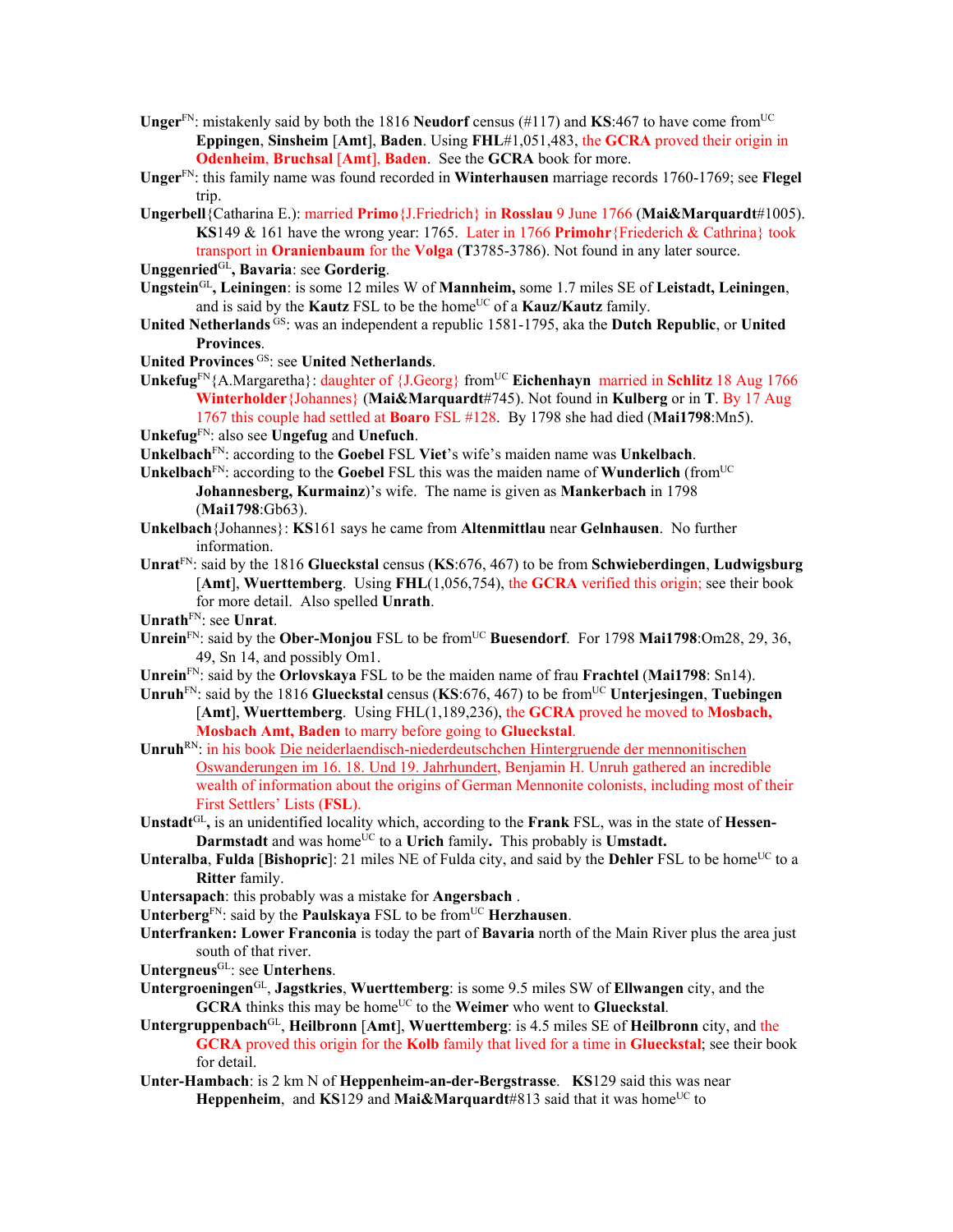**Unger**[FN]: mistakenly said by both the 1816 **Neudorf** census (#117) and **KS**:467 to have come from[UC] **Eppingen**, **Sinsheim** [**Amt**], **Baden**. Using **FHL**#1,051,483, the **GCRA** proved their origin in **Odenheim**, **Bruchsal** [**Amt**], **Baden**. See the **GCRA** book for more.

**Unger**[FN]: this family name was found recorded in **Winterhausen** marriage records 1760-1769; see **Flegel** trip.

**Ungerbell**{Catharina E.): married **Primo**{J.Friedrich} in **Rosslau** 9 June 1766 (**Mai&Marquardt**#1005). **KS**149 & 161 have the wrong year: 1765. Later in 1766 **Primohr**{Friederich & Cathrina} took transport in **Oranienbaum** for the **Volga** (**T**3785-3786). Not found in any later source.

**Unggenried**[GL]**, Bavaria**: see **Gorderig**.

**Ungstein**[GL]**, Leiningen**: is some 12 miles W of **Mannheim,** some 1.7 miles SE of **Leistadt, Leiningen**, and is said by the **Kautz** FSL to be the home[UC] of a **Kauz/Kautz** family.

**United Netherlands** [GS]: was an independent a republic 1581-1795, aka the **Dutch Republic**, or **United Provinces**.

**United Provinces** [GS]: see **United Netherlands**.

**Unkefug**[FN]{A.Margaretha}: daughter of {J.Georg} from[UC] **Eichenhayn** married in **Schlitz** 18 Aug 1766 **Winterholder**{Johannes} (**Mai&Marquardt**#745). Not found in **Kulberg** or in **T**. By 17 Aug 1767 this couple had settled at **Boaro** FSL #128. By 1798 she had died (**Mai1798**:Mn5).

**Unkefug**[FN]: also see **Ungefug** and **Unefuch**.

**Unkelbach**[FN]: according to the **Goebel** FSL **Viet**'s wife's maiden name was **Unkelbach**.

**Unkelbach**[FN]: according to the **Goebel** FSL this was the maiden name of **Wunderlich** (from[UC] **Johannesberg, Kurmainz**)'s wife. The name is given as **Mankerbach** in 1798 (**Mai1798**:Gb63).

**Unkelbach**{Johannes}: **KS**161 says he came from **Altenmittlau** near **Gelnhausen**. No further information.

**Unrat**[FN]: said by the 1816 **Glueckstal** census (**KS**:676, 467) to be from **Schwieberdingen**, **Ludwigsburg** [**Amt**], **Wuerttemberg**. Using **FHL**(1,056,754), the **GCRA** verified this origin; see their book for more detail. Also spelled **Unrath**.

**Unrath**[FN]: see **Unrat**.

**Unrein**[FN]: said by the **Ober-Monjou** FSL to be from[UC] **Buesendorf**. For 1798 **Mai1798**:Om28, 29, 36, 49, Sn 14, and possibly Om1.

**Unrein**[FN]: said by the **Orlovskaya** FSL to be the maiden name of frau **Frachtel** (**Mai1798**: Sn14).

**Unruh**[FN]: said by the 1816 **Glueckstal** census (**KS**:676, 467) to be from[UC] **Unterjesingen**, **Tuebingen** [**Amt**], **Wuerttemberg**. Using FHL(1,189,236), the **GCRA** proved he moved to **Mosbach, Mosbach Amt, Baden** to marry before going to **Glueckstal**.

**Unruh**[RN]: in his book Die neiderlaendisch-niederdeutschchen Hintergruende der mennonitischen Oswanderungen im 16. 18. Und 19. Jahrhundert, Benjamin H. Unruh gathered an incredible wealth of information about the origins of German Mennonite colonists, including most of their First Settlers' Lists (**FSL**).

**Unstadt**[GL]**,** is an unidentified locality which, according to the **Frank** FSL, was in the state of **Hessen-Darmstadt** and was home[UC] to a **Urich** family**.** This probably is **Umstadt.**

**Unteralba**, **Fulda** [**Bishopric**]: 21 miles NE of Fulda city, and said by the **Dehler** FSL to be home[UC] to a **Ritter** family.

**Untersapach**: this probably was a mistake for **Angersbach** .

**Unterberg**[FN]: said by the **Paulskaya** FSL to be from[UC] **Herzhausen**.

**Unterfranken: Lower Franconia** is today the part of **Bavaria** north of the Main River plus the area just south of that river.

**Untergneus**[GL]: see **Unterhens**.

**Untergroeningen**[GL], **Jagstkries**, **Wuerttemberg**: is some 9.5 miles SW of **Ellwangen** city, and the **GCRA** thinks this may be home[UC] to the **Weimer** who went to **Glueckstal**.

**Untergruppenbach**[GL], **Heilbronn** [**Amt**], **Wuerttemberg**: is 4.5 miles SE of **Heilbronn** city, and the **GCRA** proved this origin for the **Kolb** family that lived for a time in **Glueckstal**; see their book for detail.

**Unter-Hambach**: is 2 km N of **Heppenheim-an-der-Bergstrasse**. **KS**129 said this was near **Heppenheim**, and **KS**129 and **Mai&Marquardt**#813 said that it was home[UC] to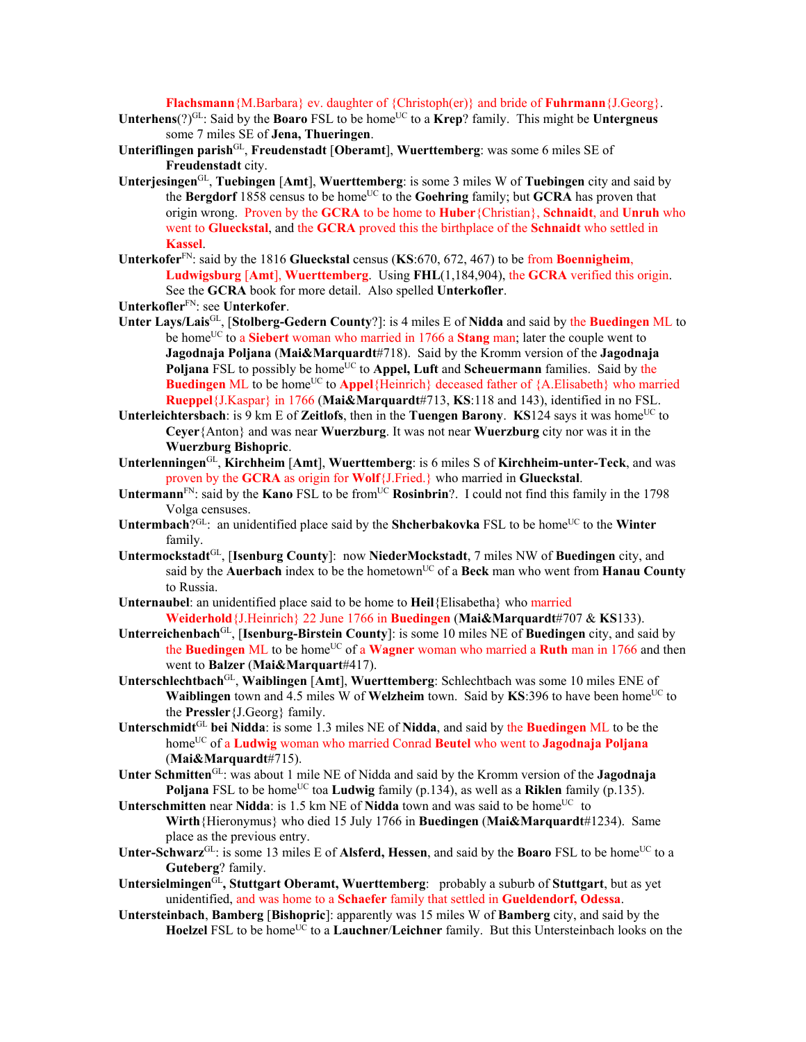**Flachsmann**{M.Barbara} ev. daughter of {Christoph(er)} and bride of **Fuhrmann**{J.Georg}.

**Unterhens**(?)[GL]: Said by the **Boaro** FSL to be home[UC] to a **Krep**? family. This might be **Untergneus** some 7 miles SE of **Jena, Thueringen**.

**Unteriflingen parish**[GL], **Freudenstadt** [**Oberamt**], **Wuerttemberg**: was some 6 miles SE of **Freudenstadt** city.

**Unterjesingen**[GL], **Tuebingen** [**Amt**], **Wuerttemberg**: is some 3 miles W of **Tuebingen** city and said by the **Bergdorf** 1858 census to be home[UC] to the **Goehring** family; but **GCRA** has proven that origin wrong. Proven by the **GCRA** to be home to **Huber**{Christian}, **Schnaidt**, and **Unruh** who went to **Glueckstal**, and the **GCRA** proved this the birthplace of the **Schnaidt** who settled in **Kassel**.

**Unterkofer**[FN]: said by the 1816 **Glueckstal** census (**KS**:670, 672, 467) to be from **Boennigheim**, **Ludwigsburg** [**Amt**], **Wuerttemberg**. Using **FHL**(1,184,904), the **GCRA** verified this origin. See the **GCRA** book for more detail. Also spelled **Unterkofler**.

**Unterkofler**[FN]: see **Unterkofer**.

**Unter Lays/Lais**[GL], [**Stolberg-Gedern County**?]: is 4 miles E of **Nidda** and said by the **Buedingen** ML to be home[UC] to a **Siebert** woman who married in 1766 a **Stang** man; later the couple went to **Jagodnaja Poljana** (**Mai&Marquardt**#718). Said by the Kromm version of the **Jagodnaja Poljana** FSL to possibly be home[UC] to **Appel, Luft** and **Scheuermann** families. Said by the **Buedingen** ML to be home[UC] to **Appel**{Heinrich} deceased father of {A.Elisabeth} who married **Rueppel**{J.Kaspar} in 1766 (**Mai&Marquardt**#713, **KS**:118 and 143), identified in no FSL.

**Unterleichtersbach**: is 9 km E of **Zeitlofs**, then in the **Tuengen Barony**. **KS**124 says it was home[UC] to **Ceyer**{Anton} and was near **Wuerzburg**. It was not near **Wuerzburg** city nor was it in the **Wuerzburg Bishopric**.

**Unterlenningen**[GL], **Kirchheim** [**Amt**], **Wuerttemberg**: is 6 miles S of **Kirchheim-unter-Teck**, and was proven by the **GCRA** as origin for **Wolf**{J.Fried.} who married in **Glueckstal**.

**Untermann**[FN]: said by the **Kano** FSL to be from[UC] **Rosinbrin**?. I could not find this family in the 1798 Volga censuses.

**Untermbach**?[GL]: an unidentified place said by the **Shcherbakovka** FSL to be home[UC] to the **Winter** family.

**Untermockstadt**[GL], [**Isenburg County**]: now **NiederMockstadt**, 7 miles NW of **Buedingen** city, and said by the **Auerbach** index to be the hometown[UC] of a **Beck** man who went from **Hanau County** to Russia.

**Unternaubel**: an unidentified place said to be home to **Heil**{Elisabetha} who married **Weiderhold**{J.Heinrich} 22 June 1766 in **Buedingen** (**Mai&Marquardt**#707 & **KS**133).

**Unterreichenbach**[GL], [**Isenburg-Birstein County**]: is some 10 miles NE of **Buedingen** city, and said by the **Buedingen** ML to be home[UC] of a **Wagner** woman who married a **Ruth** man in 1766 and then went to **Balzer** (**Mai&Marquart**#417).

**Unterschlechtbach**[GL], **Waiblingen** [**Amt**], **Wuerttemberg**: Schlechtbach was some 10 miles ENE of **Waiblingen** town and 4.5 miles W of **Welzheim** town. Said by **KS**:396 to have been home[UC] to the **Pressler**{J.Georg} family.

**Unterschmidt**[GL] **bei Nidda**: is some 1.3 miles NE of **Nidda**, and said by the **Buedingen** ML to be the home[UC] of a **Ludwig** woman who married Conrad **Beutel** who went to **Jagodnaja Poljana** (**Mai&Marquardt**#715).

**Unter Schmitten**[GL]: was about 1 mile NE of Nidda and said by the Kromm version of the **Jagodnaja Poljana** FSL to be home[UC] toa **Ludwig** family (p.134), as well as a **Riklen** family (p.135).

**Unterschmitten** near **Nidda**: is 1.5 km NE of **Nidda** town and was said to be home[UC] to **Wirth**{Hieronymus} who died 15 July 1766 in **Buedingen** (**Mai&Marquardt**#1234). Same place as the previous entry.

**Unter-Schwarz**[GL]: is some 13 miles E of **Alsferd, Hessen**, and said by the **Boaro** FSL to be home[UC] to a **Guteberg**? family.

**Untersielmingen**[GL]**, Stuttgart Oberamt, Wuerttemberg**: probably a suburb of **Stuttgart**, but as yet unidentified, and was home to a **Schaefer** family that settled in **Gueldendorf, Odessa**.

**Untersteinbach**, **Bamberg** [**Bishopric**]: apparently was 15 miles W of **Bamberg** city, and said by the **Hoelzel** FSL to be home[UC] to a **Lauchner**/**Leichner** family. But this Untersteinbach looks on the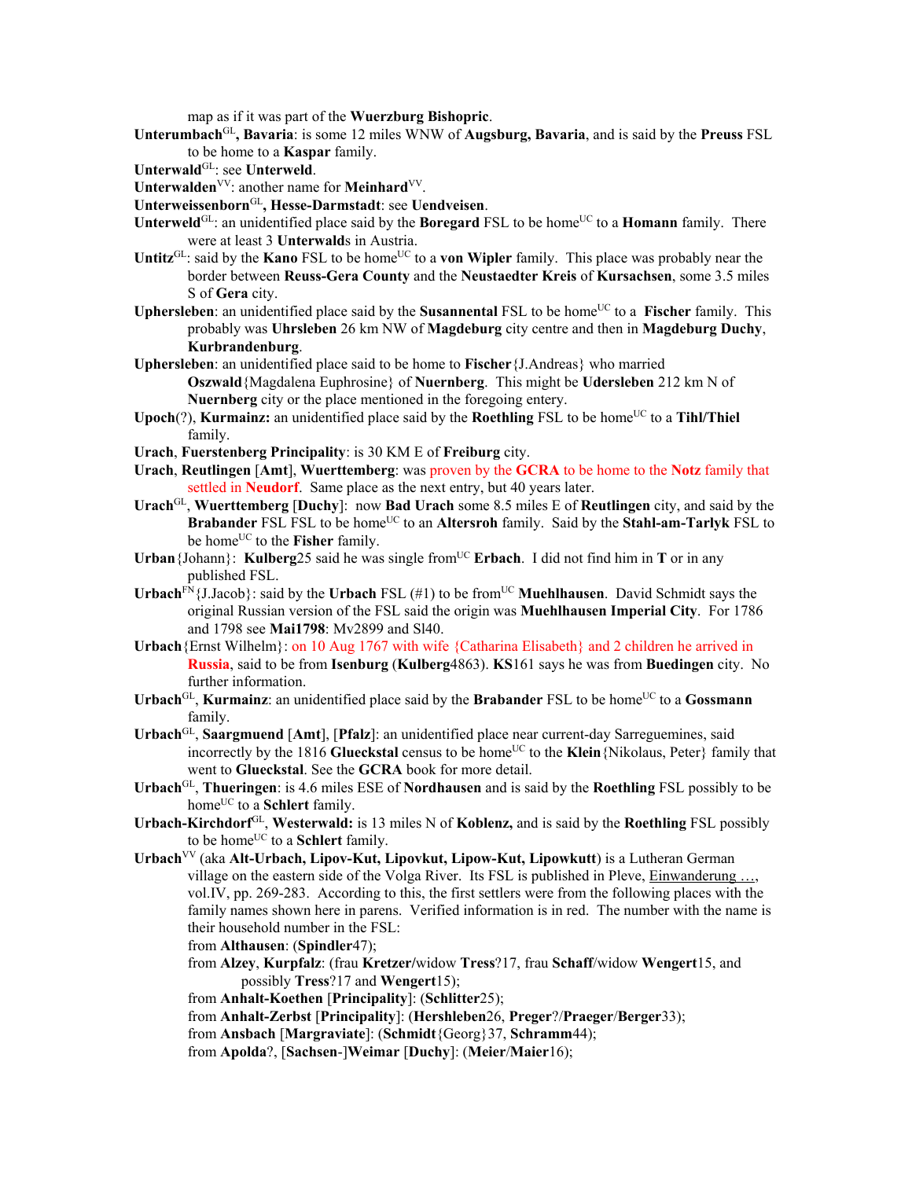map as if it was part of the **Wuerzburg Bishopric**.

**Unterumbach**[GL]**, Bavaria**: is some 12 miles WNW of **Augsburg, Bavaria**, and is said by the **Preuss** FSL to be home to a **Kaspar** family.

**Unterwald**[GL]: see **Unterweld**.

**Unterwalden**[VV]: another name for **Meinhard**[VV].

**Unterweissenborn**[GL]**, Hesse-Darmstadt**: see **Uendveisen**.

**Unterweld**[GL]: an unidentified place said by the **Boregard** FSL to be home[UC] to a **Homann** family. There were at least 3 **Unterwald**s in Austria.

**Untitz**[GL]: said by the **Kano** FSL to be home[UC] to a **von Wipler** family. This place was probably near the border between **Reuss-Gera County** and the **Neustaedter Kreis** of **Kursachsen**, some 3.5 miles S of **Gera** city.

**Uphersleben**: an unidentified place said by the **Susannental** FSL to be home[UC] to a **Fischer** family. This probably was **Uhrsleben** 26 km NW of **Magdeburg** city centre and then in **Magdeburg Duchy**, **Kurbrandenburg**.

**Uphersleben**: an unidentified place said to be home to **Fischer**{J.Andreas} who married **Oszwald**{Magdalena Euphrosine} of **Nuernberg**. This might be **Udersleben** 212 km N of **Nuernberg** city or the place mentioned in the foregoing entry.

**Upoch**(?), **Kurmainz:** an unidentified place said by the **Roethling** FSL to be home[UC] to a **Tihl/Thiel** family.

**Urach**, **Fuerstenberg Principality**: is 30 KM E of **Freiburg** city.

**Urach**, **Reutlingen** [**Amt**], **Wuerttemberg**: was proven by the **GCRA** to be home to the **Notz** family that settled in **Neudorf**. Same place as the next entry, but 40 years later.

**Urach**[GL], **Wuerttemberg** [**Duchy**]: now **Bad Urach** some 8.5 miles E of **Reutlingen** city, and said by the **Brabander** FSL FSL to be home[UC] to an **Altersroh** family. Said by the **Stahl-am-Tarlyk** FSL to be home[UC] to the **Fisher** family.

**Urban**{Johann}: **Kulberg**25 said he was single from[UC] **Erbach**. I did not find him in **T** or in any published FSL.

**Urbach**[FN]{J.Jacob}: said by the **Urbach** FSL (#1) to be from[UC] **Muehlhausen**. David Schmidt says the original Russian version of the FSL said the origin was **Muehlhausen Imperial City**. For 1786 and 1798 see **Mai1798**: Mv2899 and Sl40.

**Urbach**{Ernst Wilhelm}: on 10 Aug 1767 with wife {Catharina Elisabeth} and 2 children he arrived in **Russia**, said to be from **Isenburg** (**Kulberg**4863). **KS**161 says he was from **Buedingen** city. No further information.

**Urbach**[GL], **Kurmainz**: an unidentified place said by the **Brabander** FSL to be home[UC] to a **Gossmann** family.

**Urbach**[GL], **Saargmuend** [**Amt**], [**Pfalz**]: an unidentified place near current-day Sarreguemines, said incorrectly by the 1816 **Glueckstal** census to be home[UC] to the **Klein**{Nikolaus, Peter} family that went to **Glueckstal**. See the **GCRA** book for more detail.

**Urbach**[GL], **Thueringen**: is 4.6 miles ESE of **Nordhausen** and is said by the **Roethling** FSL possibly to be home[UC] to a **Schlert** family.

**Urbach-Kirchdorf**[GL], **Westerwald:** is 13 miles N of **Koblenz,** and is said by the **Roethling** FSL possibly to be home[UC] to a **Schlert** family.

**Urbach**[VV] (aka **Alt-Urbach, Lipov-Kut, Lipovkut, Lipow-Kut, Lipowkutt**) is a Lutheran German village on the eastern side of the Volga River. Its FSL is published in Pleve, Einwanderung …, vol.IV, pp. 269-283. According to this, the first settlers were from the following places with the family names shown here in parens. Verified information is in red. The number with the name is their household number in the FSL:

from **Althausen**: (**Spindler**47);

from **Alzey**, **Kurpfalz**: (frau **Kretzer**/widow **Tress**?17, frau **Schaff**/widow **Wengert**15, and possibly **Tress**?17 and **Wengert**15);

from **Anhalt-Koethen** [**Principality**]: (**Schlitter**25);

from **Anhalt-Zerbst** [**Principality**]: (**Hershleben**26, **Preger**?/**Praeger**/**Berger**33);

from **Ansbach** [**Margraviate**]: (**Schmidt**{Georg}37, **Schramm**44);

from **Apolda**?, [**Sachsen**-]**Weimar** [**Duchy**]: (**Meier**/**Maier**16);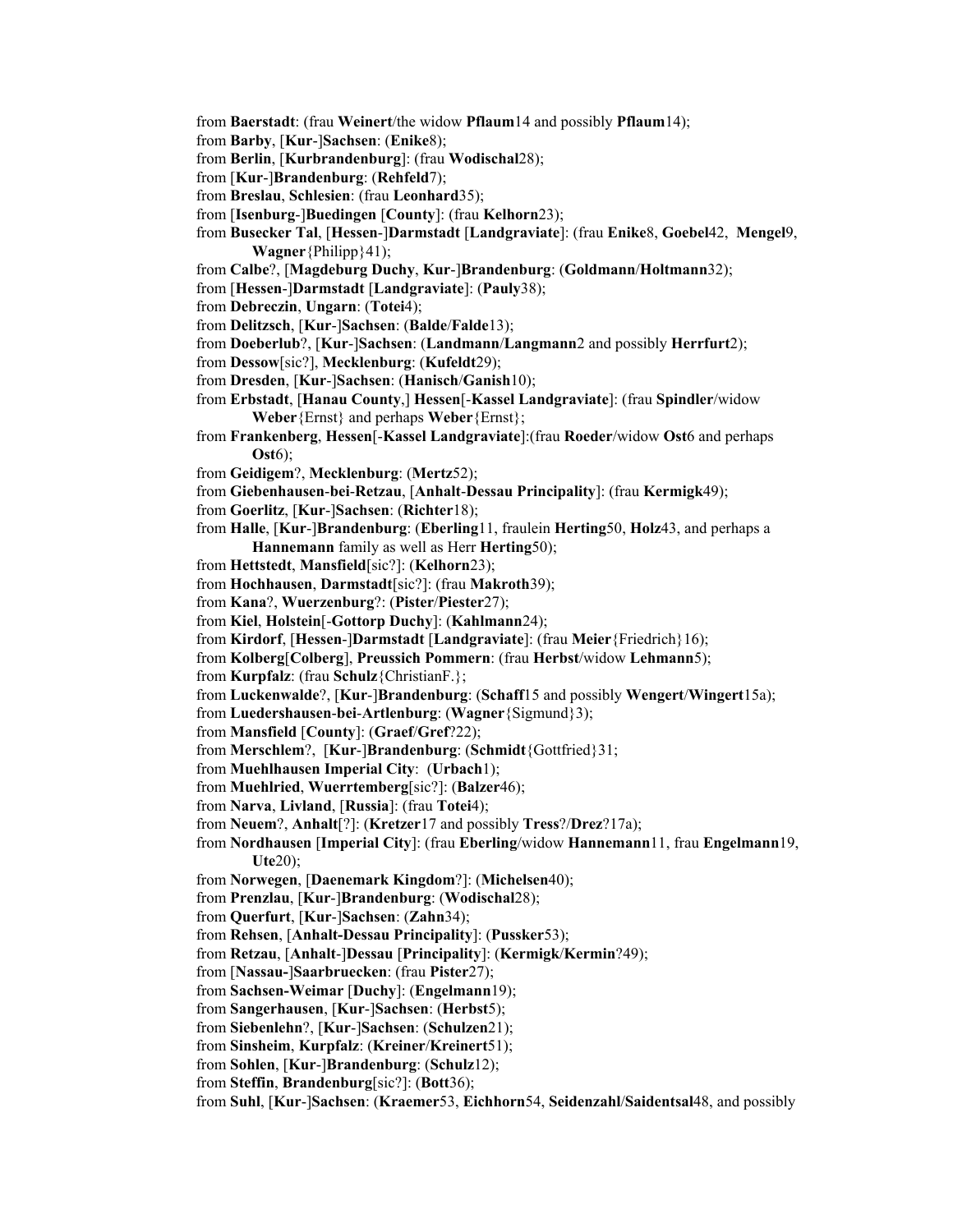from **Baerstadt**: (frau **Weinert**/the widow **Pflaum**14 and possibly **Pflaum**14);
from **Barby**, [**Kur**-]**Sachsen**: (**Enike**8);
from **Berlin**, [**Kurbrandenburg**]: (frau **Wodischal**28);
from [**Kur**-]**Brandenburg**: (**Rehfeld**7);
from **Breslau**, **Schlesien**: (frau **Leonhard**35);
from [**Isenburg**-]**Buedingen** [**County**]: (frau **Kelhorn**23);
from **Busecker Tal**, [**Hessen**-]**Darmstadt** [**Landgraviate**]: (frau **Enike**8, **Goebel**42, **Mengel**9, **Wagner**{Philipp}41);
from **Calbe**?, [**Magdeburg Duchy**, **Kur**-]**Brandenburg**: (**Goldmann**/**Holtmann**32);
from [**Hessen**-]**Darmstadt** [**Landgraviate**]: (**Pauly**38);
from **Debreczin**, **Ungarn**: (**Totei**4);
from **Delitzsch**, [**Kur**-]**Sachsen**: (**Balde**/**Falde**13);
from **Doeberlub**?, [**Kur**-]**Sachsen**: (**Landmann**/**Langmann**2 and possibly **Herrfurt**2);
from **Dessow**[sic?], **Mecklenburg**: (**Kufeldt**29);
from **Dresden**, [**Kur**-]**Sachsen**: (**Hanisch**/**Ganish**10);
from **Erbstadt**, [**Hanau County**,] **Hessen**[-**Kassel Landgraviate**]: (frau **Spindler**/widow **Weber**{Ernst} and perhaps **Weber**{Ernst};
from **Frankenberg**, **Hessen**[-**Kassel Landgraviate**]:(frau **Roeder**/widow **Ost**6 and perhaps **Ost**6);
from **Geidigem**?, **Mecklenburg**: (**Mertz**52);
from **Giebenhausen-bei-Retzau**, [**Anhalt**-**Dessau Principality**]: (frau **Kermigk**49);
from **Goerlitz**, [**Kur**-]**Sachsen**: (**Richter**18);
from **Halle**, [**Kur**-]**Brandenburg**: (**Eberling**11, fraulein **Herting**50, **Holz**43, and perhaps a **Hannemann** family as well as Herr **Herting**50);
from **Hettstedt**, **Mansfield**[sic?]: (**Kelhorn**23);
from **Hochhausen**, **Darmstadt**[sic?]: (frau **Makroth**39);
from **Kana**?, **Wuerzenburg**?: (**Pister**/**Piester**27);
from **Kiel**, **Holstein**[-**Gottorp Duchy**]: (**Kahlmann**24);
from **Kirdorf**, [**Hessen**-]**Darmstadt** [**Landgraviate**]: (frau **Meier**{Friedrich}16);
from **Kolberg**[**Colberg**], **Preussich Pommern**: (frau **Herbst**/widow **Lehmann**5);
from **Kurpfalz**: (frau **Schulz**{ChristianF.};
from **Luckenwalde**?, [**Kur**-]**Brandenburg**: (**Schaff**15 and possibly **Wengert**/**Wingert**15a);
from **Luedershausen-bei-Artlenburg**: (**Wagner**{Sigmund}3);
from **Mansfield** [**County**]: (**Graef**/**Gref**?22);
from **Merschlem**?, [**Kur**-]**Brandenburg**: (**Schmidt**{Gottfried}31;
from **Muehlhausen Imperial City**: (**Urbach**1);
from **Muehlried**, **Wuerrtemberg**[sic?]: (**Balzer**46);
from **Narva**, **Livland**, [**Russia**]: (frau **Totei**4);
from **Neuem**?, **Anhalt**[?]: (**Kretzer**17 and possibly **Tress**?/**Drez**?17a);
from **Nordhausen** [**Imperial City**]: (frau **Eberling**/widow **Hannemann**11, frau **Engelmann**19, **Ute**20);
from **Norwegen**, [**Daenemark Kingdom**?]: (**Michelsen**40);
from **Prenzlau**, [**Kur**-]**Brandenburg**: (**Wodischal**28);
from **Querfurt**, [**Kur**-]**Sachsen**: (**Zahn**34);
from **Rehsen**, [**Anhalt-Dessau Principality**]: (**Pussker**53);
from **Retzau**, [**Anhalt**-]**Dessau** [**Principality**]: (**Kermigk**/**Kermin**?49);
from [**Nassau-**]**Saarbruecken**: (frau **Pister**27);
from **Sachsen-Weimar** [**Duchy**]: (**Engelmann**19);
from **Sangerhausen**, [**Kur**-]**Sachsen**: (**Herbst**5);
from **Siebenlehn**?, [**Kur**-]**Sachsen**: (**Schulzen**21);
from **Sinsheim**, **Kurpfalz**: (**Kreiner**/**Kreinert**51);
from **Sohlen**, [**Kur**-]**Brandenburg**: (**Schulz**12);
from **Steffin**, **Brandenburg**[sic?]: (**Bott**36);
from **Suhl**, [**Kur**-]**Sachsen**: (**Kraemer**53, **Eichhorn**54, **Seidenzahl**/**Saidentsal**48, and possibly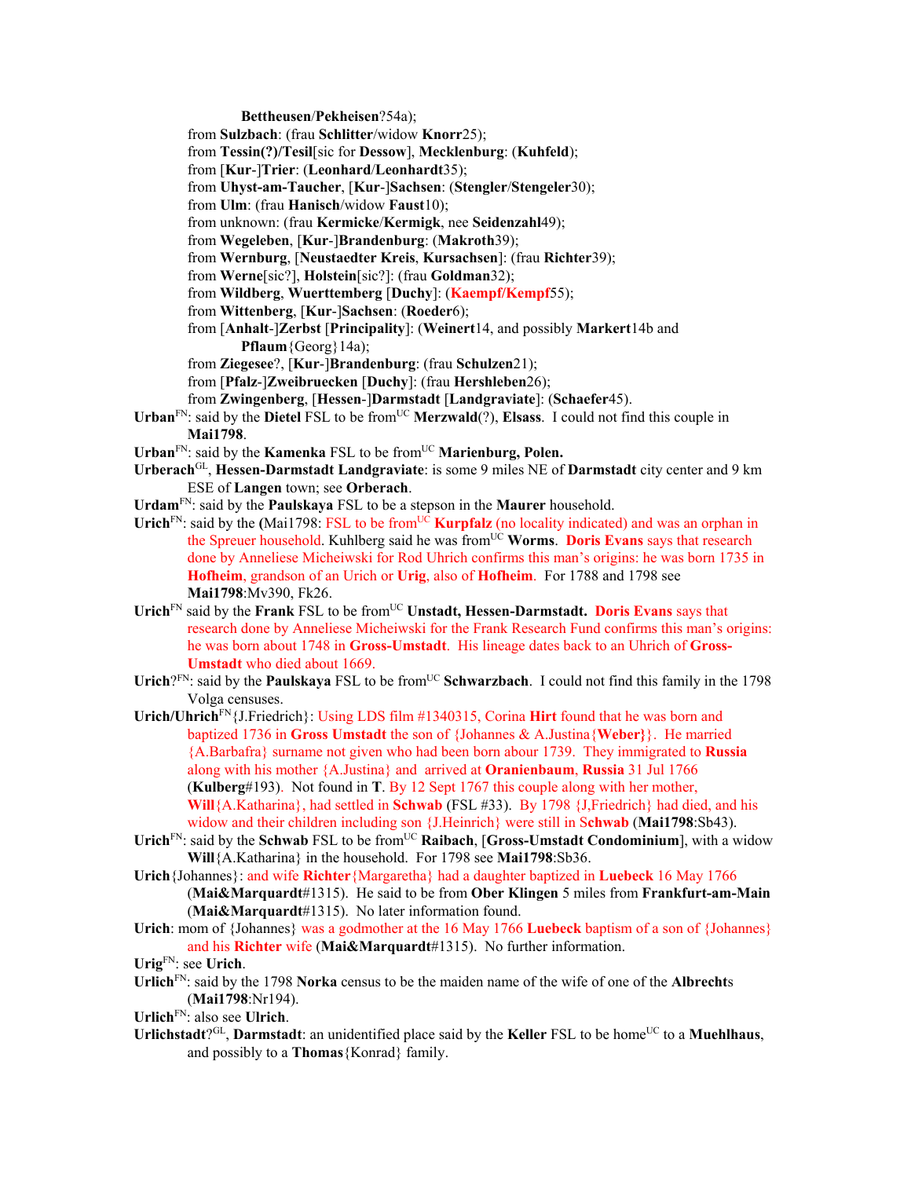**Bettheusen**/**Pekheisen**?54a);

from **Sulzbach**: (frau **Schlitter**/widow **Knorr**25);

from **Tessin(?)/Tesil**[sic for **Dessow**], **Mecklenburg**: (**Kuhfeld**);

from [**Kur**-]**Trier**: (**Leonhard**/**Leonhardt**35);

from **Uhyst-am-Taucher**, [**Kur**-]**Sachsen**: (**Stengler**/**Stengeler**30);

from **Ulm**: (frau **Hanisch**/widow **Faust**10);

from unknown: (frau **Kermicke**/**Kermigk**, nee **Seidenzahl**49);

from **Wegeleben**, [**Kur**-]**Brandenburg**: (**Makroth**39);

from **Wernburg**, [**Neustaedter Kreis**, **Kursachsen**]: (frau **Richter**39);

from **Werne**[sic?], **Holstein**[sic?]: (frau **Goldman**32);

from **Wildberg**, **Wuerttemberg** [**Duchy**]: (**Kaempf/Kempf**55);

from **Wittenberg**, [**Kur**-]**Sachsen**: (**Roeder**6);

from [**Anhalt**-]**Zerbst** [**Principality**]: (**Weinert**14, and possibly **Markert**14b and **Pflaum**{Georg}14a);

from **Ziegesee**?, [**Kur**-]**Brandenburg**: (frau **Schulzen**21);

from [**Pfalz**-]**Zweibruecken** [**Duchy**]: (frau **Hershleben**26);

from **Zwingenberg**, [**Hessen**-]**Darmstadt** [**Landgraviate**]: (**Schaefer**45).

**Urban**FN: said by the **Dietel** FSL to be fromUC **Merzwald**(?), **Elsass**. I could not find this couple in **Mai1798**.

**Urban**FN: said by the **Kamenka** FSL to be fromUC **Marienburg, Polen.**

**Urberach**GL, **Hessen-Darmstadt Landgraviate**: is some 9 miles NE of **Darmstadt** city center and 9 km ESE of **Langen** town; see **Orberach**.

**Urdam**FN: said by the **Paulskaya** FSL to be a stepson in the **Maurer** household.

**Urich**FN: said by the **(**Mai1798: FSL to be fromUC **Kurpfalz** (no locality indicated) and was an orphan in the Spreuer household. Kuhlberg said he was fromUC **Worms**. **Doris Evans** says that research done by Anneliese Micheiwski for Rod Uhrich confirms this man's origins: he was born 1735 in **Hofheim**, grandson of an Urich or **Urig**, also of **Hofheim**. For 1788 and 1798 see **Mai1798**:Mv390, Fk26.

**Urich**FN said by the **Frank** FSL to be fromUC **Unstadt, Hessen-Darmstadt. Doris Evans** says that research done by Anneliese Micheiwski for the Frank Research Fund confirms this man's origins: he was born about 1748 in **Gross-Umstadt**. His lineage dates back to an Uhrich of **Gross-Umstadt** who died about 1669.

**Urich**?FN: said by the **Paulskaya** FSL to be fromUC **Schwarzbach**. I could not find this family in the 1798 Volga censuses.

**Urich/Uhrich**FN{J.Friedrich}: Using LDS film #1340315, Corina **Hirt** found that he was born and baptized 1736 in **Gross Umstadt** the son of {Johannes & A.Justina{**Weber**}}. He married {A.Barbafra} surname not given who had been born abour 1739. They immigrated to **Russia** along with his mother {A.Justina} and arrived at **Oranienbaum**, **Russia** 31 Jul 1766 (**Kulberg**#193). Not found in **T**. By 12 Sept 1767 this couple along with her mother, **Will**{A.Katharina}, had settled in **Schwab** (FSL #33). By 1798 {J,Friedrich} had died, and his widow and their children including son {J.Heinrich} were still in S**chwab** (**Mai1798**:Sb43).

**Urich**FN: said by the **Schwab** FSL to be fromUC **Raibach**, [**Gross-Umstadt Condominium**], with a widow **Will**{A.Katharina} in the household. For 1798 see **Mai1798**:Sb36.

**Urich**{Johannes}: and wife **Richter**{Margaretha} had a daughter baptized in **Luebeck** 16 May 1766 (**Mai&Marquardt**#1315). He said to be from **Ober Klingen** 5 miles from **Frankfurt-am-Main** (**Mai&Marquardt**#1315). No later information found.

**Urich**: mom of {Johannes} was a godmother at the 16 May 1766 **Luebeck** baptism of a son of {Johannes} and his **Richter** wife (**Mai&Marquardt**#1315). No further information.

**Urig**FN: see **Urich**.

**Urlich**FN: said by the 1798 **Norka** census to be the maiden name of the wife of one of the **Albrecht**s (**Mai1798**:Nr194).

**Urlich**FN: also see **Ulrich**.

**Urlichstadt**?GL, **Darmstadt**: an unidentified place said by the **Keller** FSL to be homeUC to a **Muehlhaus**, and possibly to a **Thomas**{Konrad} family.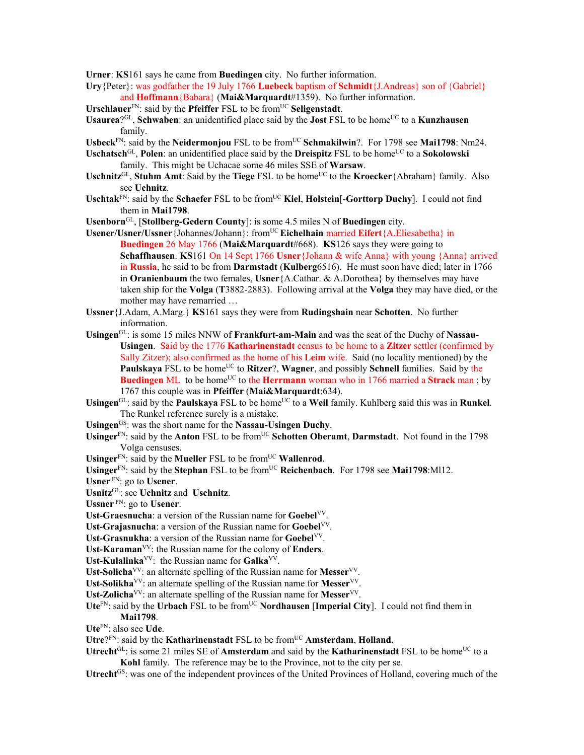**Urner**: **KS**161 says he came from **Buedingen** city. No further information.

**Ury**{Peter}: was godfather the 19 July 1766 **Luebeck** baptism of **Schmidt**{J.Andreas} son of {Gabriel} and **Hoffmann**{Babara} (**Mai&Marquardt**#1359). No further information.

**Urschlauer**[FN]: said by the **Pfeiffer** FSL to be from[UC] **Seligenstadt**.

**Usaurea**?[GL], **Schwaben**: an unidentified place said by the **Jost** FSL to be home[UC] to a **Kunzhausen** family.

**Usbeck**[FN]: said by the **Neidermonjou** FSL to be from[UC] **Schmakilwin**?. For 1798 see **Mai1798**: Nm24.

**Uschatsch**[GL], **Polen**: an unidentified place said by the **Dreispitz** FSL to be home[UC] to a **Sokolowski** family. This might be Uchacae some 46 miles SSE of **Warsaw**.

**Uschnitz**[GL], **Stuhm Amt**: Said by the **Tiege** FSL to be home[UC] to the **Kroecker**{Abraham} family. Also see **Uchnitz**.

**Uschtak**[FN]: said by the **Schaefer** FSL to be from[UC] **Kiel**, **Holstein**[-**Gorttorp Duchy**]. I could not find them in **Mai1798**.

**Usenborn**[GL], [**Stollberg-Gedern County**]: is some 4.5 miles N of **Buedingen** city.

**Usener/Usner/Ussner**{Johannes/Johann}: from[UC] **Eichelhain** married **Eifert**{A.Eliesabetha} in **Buedingen** 26 May 1766 (**Mai&Marquardt**#668). **KS**126 says they were going to **Schaffhausen**. **KS**161 On 14 Sept 1766 **Usner**{Johann & wife Anna} with young {Anna} arrived in **Russia**, he said to be from **Darmstadt** (**Kulberg**6516). He must soon have died; later in 1766 in **Oranienbaum** the two females, **Usner**{A.Cathar. & A.Dorothea} by themselves may have taken ship for the **Volga** (**T**3882-2883). Following arrival at the **Volga** they may have died, or the mother may have remarried …

**Ussner**{J.Adam, A.Marg.} **KS**161 says they were from **Rudingshain** near **Schotten**. No further information.

**Usingen**[GL]: is some 15 miles NNW of **Frankfurt-am-Main** and was the seat of the Duchy of **Nassau-Usingen**. Said by the 1776 **Katharinenstadt** census to be home to a **Zitzer** settler (confirmed by Sally Zitzer); also confirmed as the home of his **Leim** wife. Said (no locality mentioned) by the **Paulskaya** FSL to be home[UC] to **Ritzer**?, **Wagner**, and possibly **Schnell** families. Said by the **Buedingen** ML to be home[UC] to the **Herrmann** woman who in 1766 married a **Strack** man ; by 1767 this couple was in **Pfeiffer** (**Mai&Marquardt**:634).

**Usingen**[GL]: said by the **Paulskaya** FSL to be home[UC] to a **Weil** family. Kuhlberg said this was in **Runkel**. The Runkel reference surely is a mistake.

**Usingen**[GS]: was the short name for the **Nassau-Usingen Duchy**.

**Usinger**[FN]: said by the **Anton** FSL to be from[UC] **Schotten Oberamt**, **Darmstadt**. Not found in the 1798 Volga censuses.

**Usinger**[FN]: said by the **Mueller** FSL to be from[UC] **Wallenrod**.

**Usinger**[FN]: said by the **Stephan** FSL to be from[UC] **Reichenbach**. For 1798 see **Mai1798**:Ml12.

**Usner** [FN]: go to **Usener**.

**Usnitz**[GL]: see **Uchnitz** and **Uschnitz**.

**Ussner** [FN]: go to **Usener**.

**Ust-Graesnucha**: a version of the Russian name for **Goebel**[VV].

**Ust-Grajasnucha**: a version of the Russian name for **Goebel**[VV].

**Ust-Grasnukha**: a version of the Russian name for **Goebel**[VV].

**Ust-Karaman**[VV]: the Russian name for the colony of **Enders**.

**Ust-Kulalinka**[VV]: the Russian name for **Galka**[VV].

**Ust-Solicha**[VV]: an alternate spelling of the Russian name for **Messer**[VV].

**Ust-Solikha**[VV]: an alternate spelling of the Russian name for **Messer**[VV].

**Ust-Zolicha**[VV]: an alternate spelling of the Russian name for **Messer**[VV].

**Ute**[FN]: said by the **Urbach** FSL to be from[UC] **Nordhausen** [**Imperial City**]. I could not find them in **Mai1798**.

**Ute**[FN]: also see **Ude**.

**Utre**?[FN]: said by the **Katharinenstadt** FSL to be from[UC] **Amsterdam**, **Holland**.

**Utrecht**[GL]: is some 21 miles SE of **Amsterdam** and said by the **Katharinenstadt** FSL to be home[UC] to a **Kohl** family. The reference may be to the Province, not to the city per se.

**Utrecht**[GS]: was one of the independent provinces of the United Provinces of Holland, covering much of the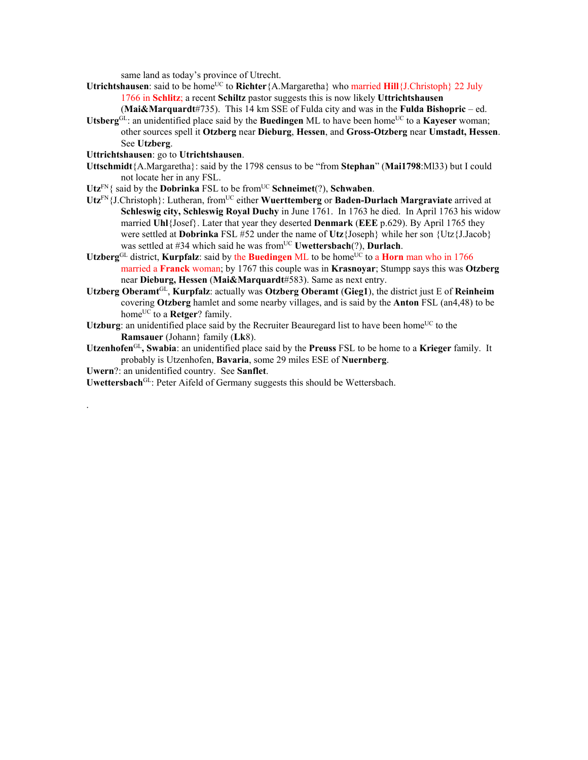same land as today's province of Utrecht.

**Utrichtshausen**: said to be home[UC] to **Richter**{A.Margaretha} who married **Hill**{J.Christoph} 22 July 1766 in **Schlitz**; a recent **Schiltz** pastor suggests this is now likely **Uttrichtshausen** (**Mai&Marquardt**#735). This 14 km SSE of Fulda city and was in the **Fulda Bishopric** – ed.

**Utsberg**[GL]: an unidentified place said by the **Buedingen** ML to have been home[UC] to a **Kayeser** woman; other sources spell it **Otzberg** near **Dieburg**, **Hessen**, and **Gross-Otzberg** near **Umstadt, Hessen**. See **Utzberg**.

**Uttrichtshausen**: go to **Utrichtshausen**.

**Uttschmidt**{A.Margaretha}: said by the 1798 census to be "from **Stephan**" (**Mai1798**:Ml33) but I could not locate her in any FSL.

**Utz**[FN]{ said by the **Dobrinka** FSL to be from[UC] **Schneimet**(?), **Schwaben**.

**Utz**[FN]{J.Christoph}: Lutheran, from[UC] either **Wuerttemberg** or **Baden-Durlach Margraviate** arrived at **Schleswig city, Schleswig Royal Duchy** in June 1761. In 1763 he died. In April 1763 his widow married **Uhl**{Josef}. Later that year they deserted **Denmark** (**EEE** p.629). By April 1765 they were settled at **Dobrinka** FSL #52 under the name of **Utz**{Joseph} while her son {Utz{J.Jacob} was settled at #34 which said he was from[UC] **Uwettersbach**(?), **Durlach**.

**Utzberg**[GL] district, **Kurpfalz**: said by the **Buedingen** ML to be home[UC] to a **Horn** man who in 1766 married a **Franck** woman; by 1767 this couple was in **Krasnoyar**; Stumpp says this was **Otzberg** near **Dieburg, Hessen** (**Mai&Marquardt**#583). Same as next entry.

**Utzberg Oberamt**[GL], **Kurpfalz**: actually was **Otzberg Oberamt** (**Gieg1**), the district just E of **Reinheim** covering **Otzberg** hamlet and some nearby villages, and is said by the **Anton** FSL (an4,48) to be home[UC] to a **Retger**? family.

**Utzburg**: an unidentified place said by the Recruiter Beauregard list to have been home[UC] to the **Ramsauer** (Johann} family (**Lk**8).

**Utzenhofen**[GL]**, Swabia**: an unidentified place said by the **Preuss** FSL to be home to a **Krieger** family. It probably is Utzenhofen, **Bavaria**, some 29 miles ESE of **Nuernberg**.

**Uwern**?: an unidentified country. See **Sanflet**.

**Uwettersbach**[GL]: Peter Aifeld of Germany suggests this should be Wettersbach.

.